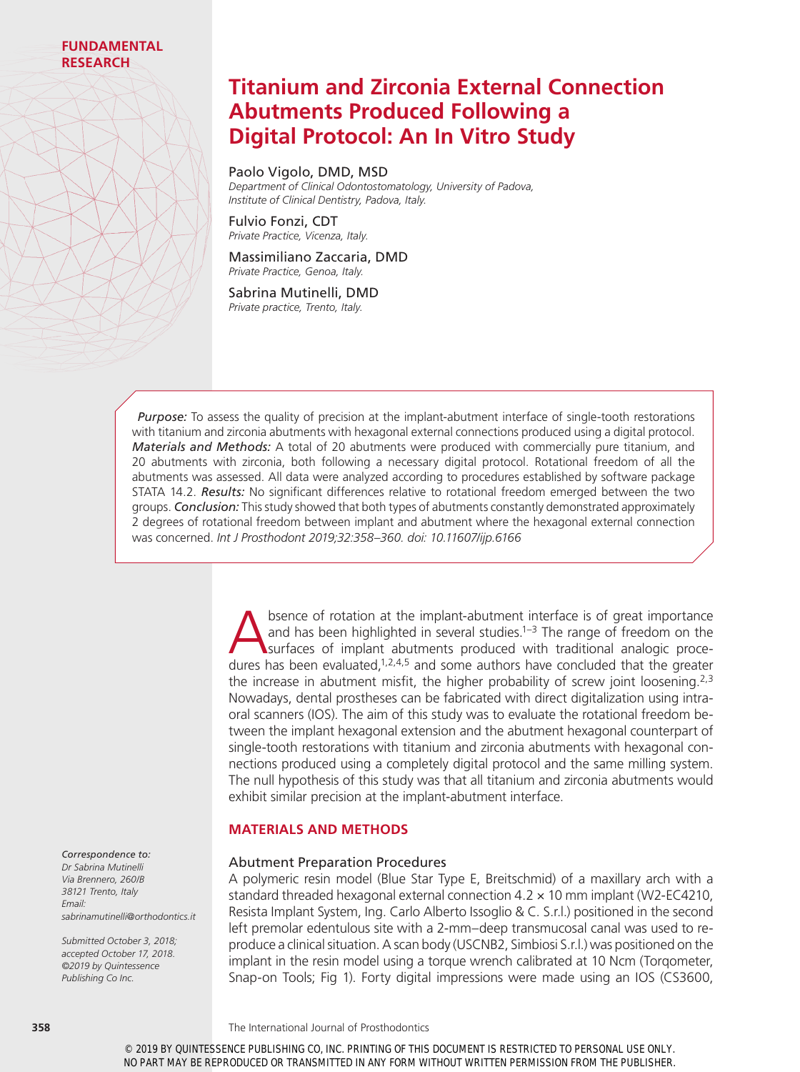**FUNDAMENTAL RESEARCH**

# Titanium and Zirconia External Connection Abutments Produced Following a Digital Protocol: An In Vitro Study

Paolo Vigolo, DMD, MSD
*Department of Clinical Odontostomatology, University of Padova, Institute of Clinical Dentistry, Padova, Italy.*

Fulvio Fonzi, CDT
*Private Practice, Vicenza, Italy.*

Massimiliano Zaccaria, DMD
*Private Practice, Genoa, Italy.*

Sabrina Mutinelli, DMD
*Private practice, Trento, Italy.*

***Purpose:*** To assess the quality of precision at the implant-abutment interface of single-tooth restorations with titanium and zirconia abutments with hexagonal external connections produced using a digital protocol. ***Materials and Methods:*** A total of 20 abutments were produced with commercially pure titanium, and 20 abutments with zirconia, both following a necessary digital protocol. Rotational freedom of all the abutments was assessed. All data were analyzed according to procedures established by software package STATA 14.2. ***Results:*** No significant differences relative to rotational freedom emerged between the two groups. ***Conclusion:*** This study showed that both types of abutments constantly demonstrated approximately 2 degrees of rotational freedom between implant and abutment where the hexagonal external connection was concerned. *Int J Prosthodont 2019;32:358–360. doi: 10.11607/ijp.6166*

Absence of rotation at the implant-abutment interface is of great importance and has been highlighted in several studies.[1–3] The range of freedom on the surfaces of implant abutments produced with traditional analogic procedures has been evaluated,[1,2,4,5] and some authors have concluded that the greater the increase in abutment misfit, the higher probability of screw joint loosening.[2,3] Nowadays, dental prostheses can be fabricated with direct digitalization using intraoral scanners (IOS). The aim of this study was to evaluate the rotational freedom between the implant hexagonal extension and the abutment hexagonal counterpart of single-tooth restorations with titanium and zirconia abutments with hexagonal connections produced using a completely digital protocol and the same milling system. The null hypothesis of this study was that all titanium and zirconia abutments would exhibit similar precision at the implant-abutment interface.

## MATERIALS AND METHODS

### Abutment Preparation Procedures

A polymeric resin model (Blue Star Type E, Breitschmid) of a maxillary arch with a standard threaded hexagonal external connection 4.2 × 10 mm implant (W2-EC4210, Resista Implant System, Ing. Carlo Alberto Issoglio & C. S.r.l.) positioned in the second left premolar edentulous site with a 2-mm–deep transmucosal canal was used to reproduce a clinical situation. A scan body (USCNB2, Simbiosi S.r.l.) was positioned on the implant in the resin model using a torque wrench calibrated at 10 Ncm (Torqometer, Snap-on Tools; Fig 1). Forty digital impressions were made using an IOS (CS3600,

*Correspondence to:*
*Dr Sabrina Mutinelli*
*Via Brennero, 260/B*
*38121 Trento, Italy*
*Email: sabrinamutinelli@orthodontics.it*

*Submitted October 3, 2018; accepted October 17, 2018.*
*©2019 by Quintessence Publishing Co Inc.*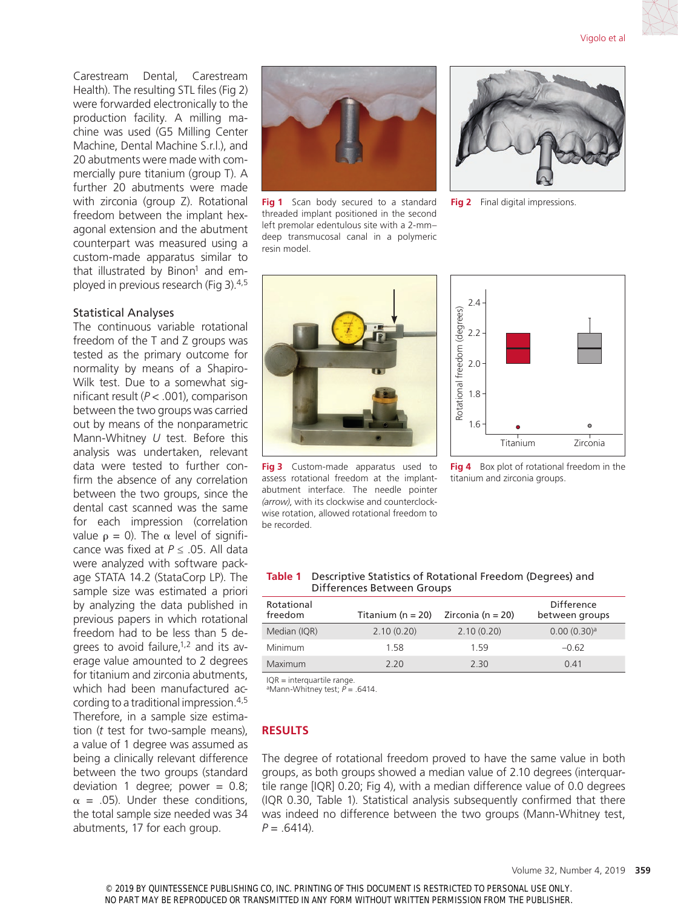Carestream Dental, Carestream Health). The resulting STL files (Fig 2) were forwarded electronically to the production facility. A milling machine was used (G5 Milling Center Machine, Dental Machine S.r.l.), and 20 abutments were made with commercially pure titanium (group T). A further 20 abutments were made with zirconia (group Z). Rotational freedom between the implant hexagonal extension and the abutment counterpart was measured using a custom-made apparatus similar to that illustrated by Binon[1] and employed in previous research (Fig 3).[4,5]

### Statistical Analyses

The continuous variable rotational freedom of the T and Z groups was tested as the primary outcome for normality by means of a Shapiro-Wilk test. Due to a somewhat significant result ($P < .001$), comparison between the two groups was carried out by means of the nonparametric Mann-Whitney *U* test. Before this analysis was undertaken, relevant data were tested to further confirm the absence of any correlation between the two groups, since the dental cast scanned was the same for each impression (correlation value $\rho = 0$). The $\alpha$ level of significance was fixed at $P \leq .05$. All data were analyzed with software package STATA 14.2 (StataCorp LP). The sample size was estimated a priori by analyzing the data published in previous papers in which rotational freedom had to be less than 5 degrees to avoid failure,[1,2] and its average value amounted to 2 degrees for titanium and zirconia abutments, which had been manufactured according to a traditional impression.[4,5] Therefore, in a sample size estimation (*t* test for two-sample means), a value of 1 degree was assumed as being a clinically relevant difference between the two groups (standard deviation 1 degree; power = 0.8; $\alpha$ = .05). Under these conditions, the total sample size needed was 34 abutments, 17 for each group.

**Fig 1** Scan body secured to a standard threaded implant positioned in the second left premolar edentulous site with a 2-mm–deep transmucosal canal in a polymeric resin model.

**Fig 2** Final digital impressions.

**Fig 3** Custom-made apparatus used to assess rotational freedom at the implant-abutment interface. The needle pointer *(arrow)*, with its clockwise and counterclockwise rotation, allowed rotational freedom to be recorded.

**Fig 4** Box plot of rotational freedom in the titanium and zirconia groups.

**Table 1** Descriptive Statistics of Rotational Freedom (Degrees) and Differences Between Groups

| Rotational freedom | Titanium (n = 20) | Zirconia (n = 20) | Difference between groups |
|---|---|---|---|
| Median (IQR) | 2.10 (0.20) | 2.10 (0.20) | 0.00 (0.30)[a] |
| Minimum | 1.58 | 1.59 | –0.62 |
| Maximum | 2.20 | 2.30 | 0.41 |

IQR = interquartile range.
[a]Mann-Whitney test; *P* = .6414.

## RESULTS

The degree of rotational freedom proved to have the same value in both groups, as both groups showed a median value of 2.10 degrees (interquartile range [IQR] 0.20; Fig 4), with a median difference value of 0.0 degrees (IQR 0.30, Table 1). Statistical analysis subsequently confirmed that there was indeed no difference between the two groups (Mann-Whitney test, *P* = .6414).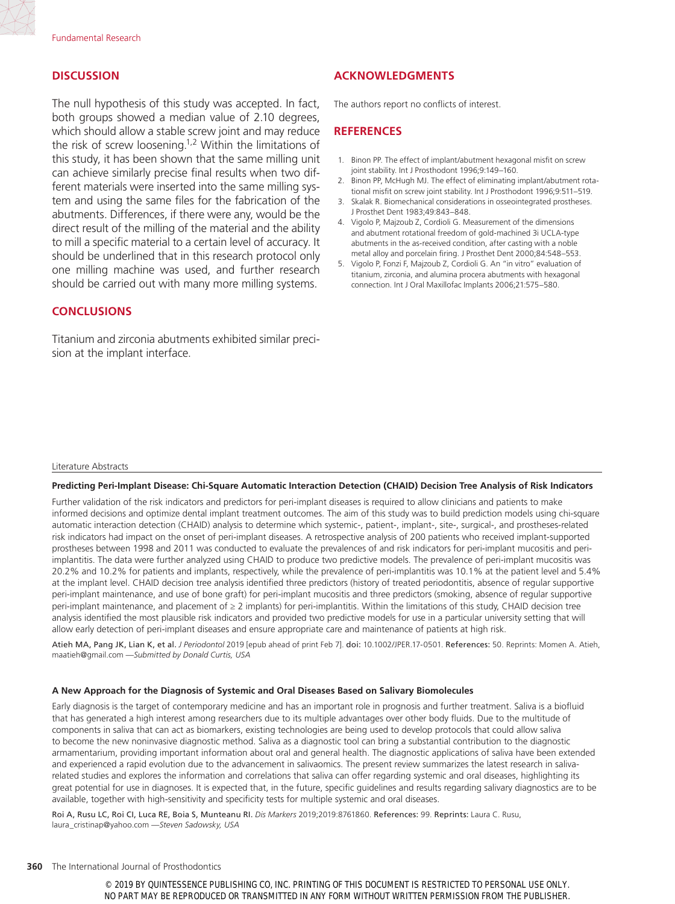## DISCUSSION

The null hypothesis of this study was accepted. In fact, both groups showed a median value of 2.10 degrees, which should allow a stable screw joint and may reduce the risk of screw loosening.[1,2] Within the limitations of this study, it has been shown that the same milling unit can achieve similarly precise final results when two different materials were inserted into the same milling system and using the same files for the fabrication of the abutments. Differences, if there were any, would be the direct result of the milling of the material and the ability to mill a specific material to a certain level of accuracy. It should be underlined that in this research protocol only one milling machine was used, and further research should be carried out with many more milling systems.

## CONCLUSIONS

Titanium and zirconia abutments exhibited similar precision at the implant interface.

## ACKNOWLEDGMENTS

The authors report no conflicts of interest.

## REFERENCES

1. Binon PP. The effect of implant/abutment hexagonal misfit on screw joint stability. Int J Prosthodont 1996;9:149–160.
2. Binon PP, McHugh MJ. The effect of eliminating implant/abutment rotational misfit on screw joint stability. Int J Prosthodont 1996;9:511–519.
3. Skalak R. Biomechanical considerations in osseointegrated prostheses. J Prosthet Dent 1983;49:843–848.
4. Vigolo P, Majzoub Z, Cordioli G. Measurement of the dimensions and abutment rotational freedom of gold-machined 3i UCLA-type abutments in the as-received condition, after casting with a noble metal alloy and porcelain firing. J Prosthet Dent 2000;84:548–553.
5. Vigolo P, Fonzi F, Majzoub Z, Cordioli G. An "in vitro" evaluation of titanium, zirconia, and alumina procera abutments with hexagonal connection. Int J Oral Maxillofac Implants 2006;21:575–580.

Literature Abstracts

**Predicting Peri-Implant Disease: Chi-Square Automatic Interaction Detection (CHAID) Decision Tree Analysis of Risk Indicators**

Further validation of the risk indicators and predictors for peri-implant diseases is required to allow clinicians and patients to make informed decisions and optimize dental implant treatment outcomes. The aim of this study was to build prediction models using chi-square automatic interaction detection (CHAID) analysis to determine which systemic-, patient-, implant-, site-, surgical-, and prostheses-related risk indicators had impact on the onset of peri-implant diseases. A retrospective analysis of 200 patients who received implant-supported prostheses between 1998 and 2011 was conducted to evaluate the prevalences of and risk indicators for peri-implant mucositis and peri-implantitis. The data were further analyzed using CHAID to produce two predictive models. The prevalence of peri-implant mucositis was 20.2% and 10.2% for patients and implants, respectively, while the prevalence of peri-implantitis was 10.1% at the patient level and 5.4% at the implant level. CHAID decision tree analysis identified three predictors (history of treated periodontitis, absence of regular supportive peri-implant maintenance, and use of bone graft) for peri-implant mucositis and three predictors (smoking, absence of regular supportive peri-implant maintenance, and placement of ≥ 2 implants) for peri-implantitis. Within the limitations of this study, CHAID decision tree analysis identified the most plausible risk indicators and provided two predictive models for use in a particular university setting that will allow early detection of peri-implant diseases and ensure appropriate care and maintenance of patients at high risk.

Atieh MA, Pang JK, Lian K, et al. *J Periodontol* 2019 [epub ahead of print Feb 7]. doi: 10.1002/JPER.17-0501. References: 50. Reprints: Momen A. Atieh, maatieh@gmail.com —*Submitted by Donald Curtis, USA*

**A New Approach for the Diagnosis of Systemic and Oral Diseases Based on Salivary Biomolecules**

Early diagnosis is the target of contemporary medicine and has an important role in prognosis and further treatment. Saliva is a biofluid that has generated a high interest among researchers due to its multiple advantages over other body fluids. Due to the multitude of components in saliva that can act as biomarkers, existing technologies are being used to develop protocols that could allow saliva to become the new noninvasive diagnostic method. Saliva as a diagnostic tool can bring a substantial contribution to the diagnostic armamentarium, providing important information about oral and general health. The diagnostic applications of saliva have been extended and experienced a rapid evolution due to the advancement in salivaomics. The present review summarizes the latest research in saliva-related studies and explores the information and correlations that saliva can offer regarding systemic and oral diseases, highlighting its great potential for use in diagnoses. It is expected that, in the future, specific guidelines and results regarding salivary diagnostics are to be available, together with high-sensitivity and specificity tests for multiple systemic and oral diseases.

Roi A, Rusu LC, Roi CI, Luca RE, Boia S, Munteanu RI. *Dis Markers* 2019;2019:8761860. References: 99. Reprints: Laura C. Rusu, laura_cristinap@yahoo.com —*Steven Sadowsky, USA*

© 2019 BY QUINTESSENCE PUBLISHING CO, INC. PRINTING OF THIS DOCUMENT IS RESTRICTED TO PERSONAL USE ONLY. NO PART MAY BE REPRODUCED OR TRANSMITTED IN ANY FORM WITHOUT WRITTEN PERMISSION FROM THE PUBLISHER.